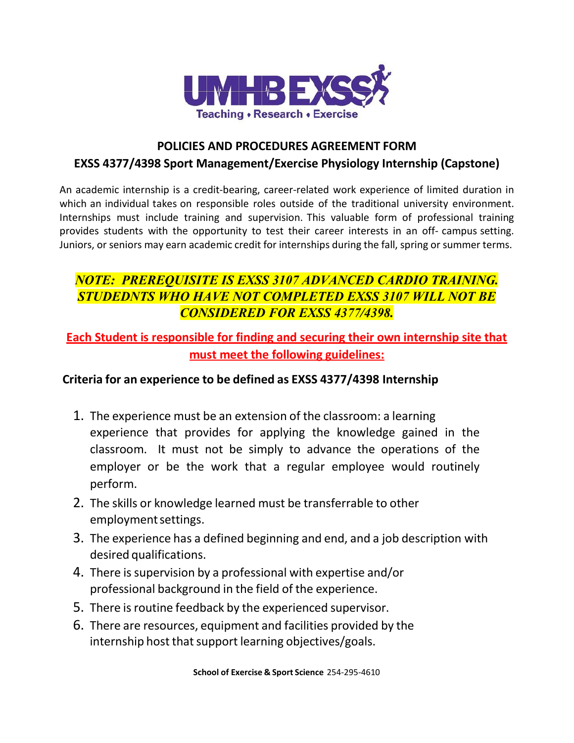UMHB EXSS

Teaching • Research • Exercise

## POLICIES AND PROCEDURES AGREEMENT FORM

## EXSS 4377/4398 Sport Management/Exercise Physiology Internship (Capstone)

An academic internship is a credit-bearing, career-related work experience of limited duration in which an individual takes on responsible roles outside of the traditional university environment. Internships must include training and supervision. This valuable form of professional training provides students with the opportunity to test their career interests in an off- campus setting. Juniors, or seniors may earn academic credit for internships during the fall, spring or summer terms.

***NOTE: PREREQUISITE IS EXSS 3107 ADVANCED CARDIO TRAINING. STUDEDNTS WHO HAVE NOT COMPLETED EXSS 3107 WILL NOT BE CONSIDERED FOR EXSS 4377/4398.***

**Each Student is responsible for finding and securing their own internship site that must meet the following guidelines:**

### Criteria for an experience to be defined as EXSS 4377/4398 Internship

1. The experience must be an extension of the classroom: a learning experience that provides for applying the knowledge gained in the classroom. It must not be simply to advance the operations of the employer or be the work that a regular employee would routinely perform.
2. The skills or knowledge learned must be transferrable to other employment settings.
3. The experience has a defined beginning and end, and a job description with desired qualifications.
4. There is supervision by a professional with expertise and/or professional background in the field of the experience.
5. There is routine feedback by the experienced supervisor.
6. There are resources, equipment and facilities provided by the internship host that support learning objectives/goals.

**School of Exercise & Sport Science** 254-295-4610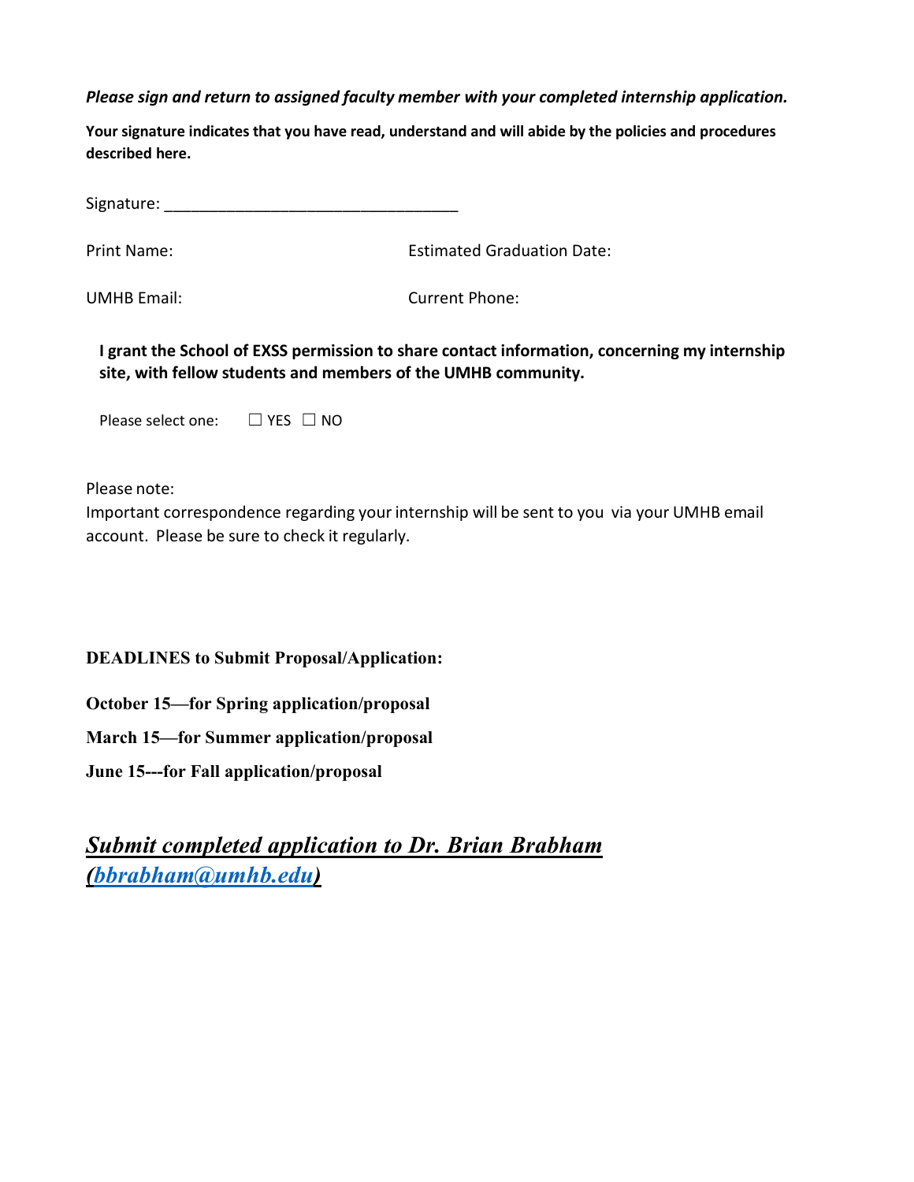***Please sign and return to assigned faculty member with your completed internship application.***

**Your signature indicates that you have read, understand and will abide by the policies and procedures described here.**

Signature: ________________________________

Print Name: Estimated Graduation Date:

UMHB Email: Current Phone:

**I grant the School of EXSS permission to share contact information, concerning my internship site, with fellow students and members of the UMHB community.**

Please select one: ☐ YES ☐ NO

Please note:
Important correspondence regarding your internship will be sent to you via your UMHB email account. Please be sure to check it regularly.

**DEADLINES to Submit Proposal/Application:**

**October 15—for Spring application/proposal**

**March 15—for Summer application/proposal**

**June 15---for Fall application/proposal**

## ***Submit completed application to Dr. Brian Brabham (bbrabham@umhb.edu)***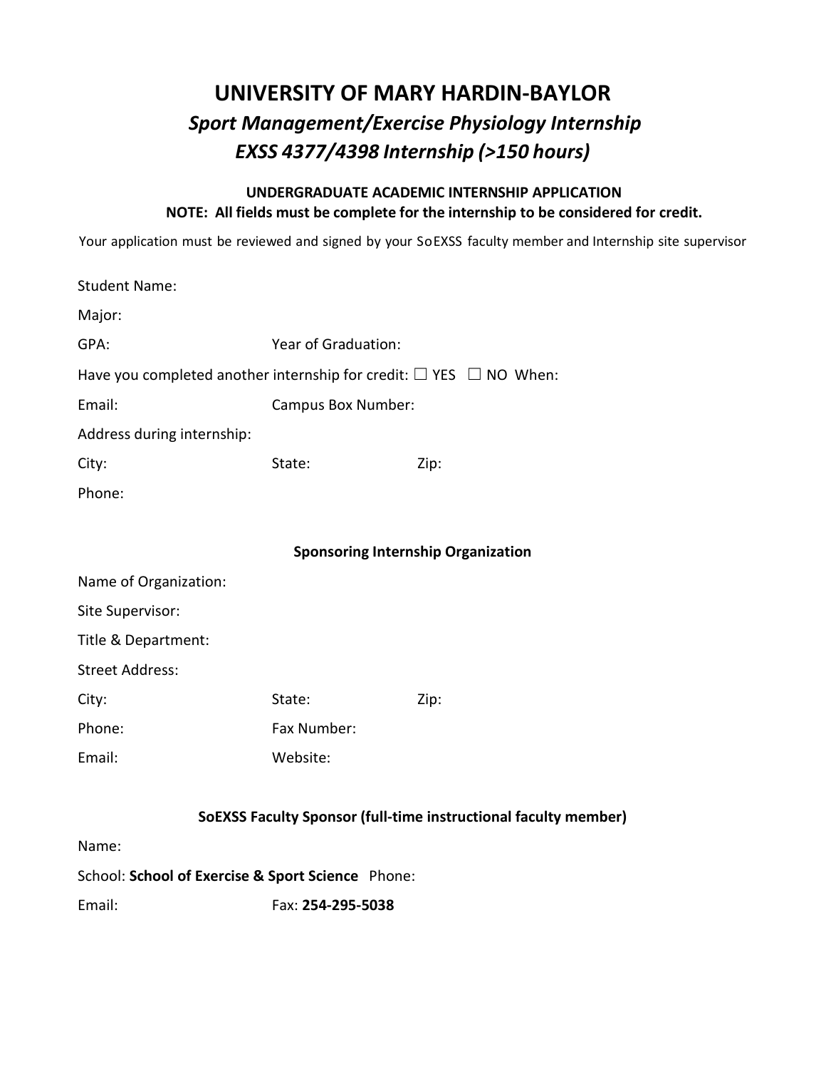# UNIVERSITY OF MARY HARDIN-BAYLOR

## *Sport Management/Exercise Physiology Internship*

## *EXSS 4377/4398 Internship (>150 hours)*

**UNDERGRADUATE ACADEMIC INTERNSHIP APPLICATION**

**NOTE: All fields must be complete for the internship to be considered for credit.**

Your application must be reviewed and signed by your SoEXSS faculty member and Internship site supervisor

Student Name:

Major:

GPA: Year of Graduation:

Have you completed another internship for credit: ☐ YES ☐ NO When:

Email: Campus Box Number:

Address during internship:

City: State: Zip:

Phone:

**Sponsoring Internship Organization**

Name of Organization:

Site Supervisor:

Title & Department:

Street Address:

City: State: Zip:

Phone: Fax Number:

Email: Website:

**SoEXSS Faculty Sponsor (full-time instructional faculty member)**

Name:

School: **School of Exercise & Sport Science** Phone:

Email: Fax: **254-295-5038**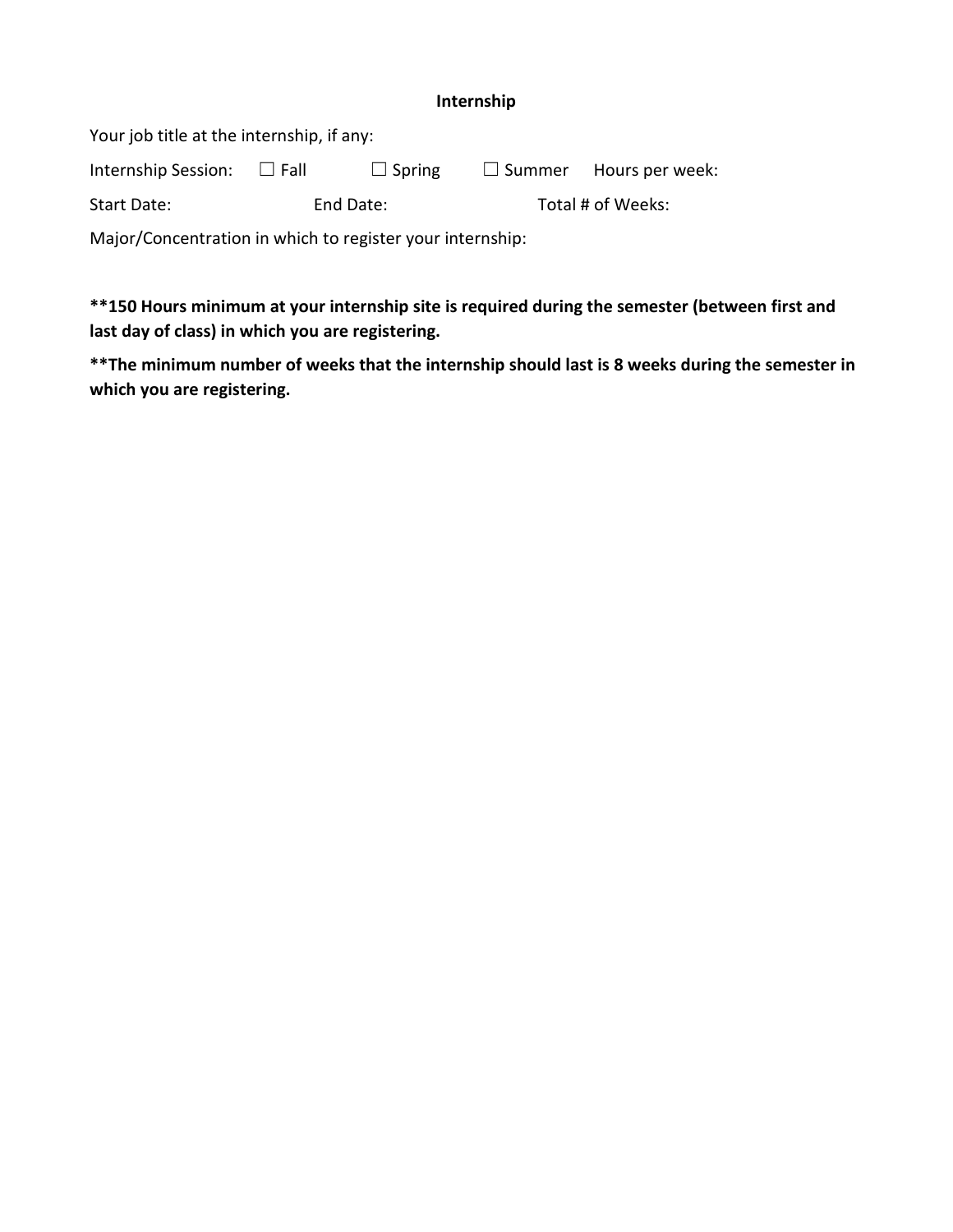## Internship

Your job title at the internship, if any:

Internship Session: ☐ Fall ☐ Spring ☐ Summer Hours per week:

Start Date: End Date: Total # of Weeks:

Major/Concentration in which to register your internship:

**\*\*150 Hours minimum at your internship site is required during the semester (between first and last day of class) in which you are registering.**

**\*\*The minimum number of weeks that the internship should last is 8 weeks during the semester in which you are registering.**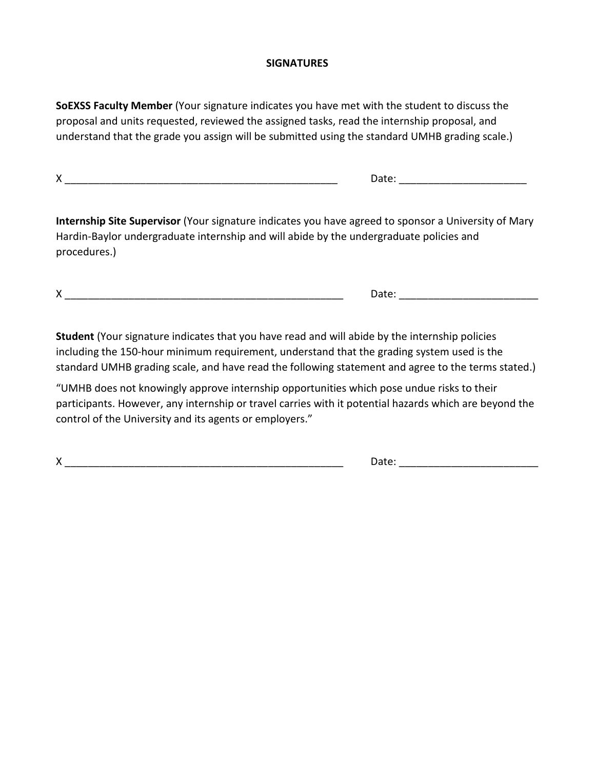## SIGNATURES

**SoEXSS Faculty Member** (Your signature indicates you have met with the student to discuss the proposal and units requested, reviewed the assigned tasks, read the internship proposal, and understand that the grade you assign will be submitted using the standard UMHB grading scale.)

X _______________________________________________ Date: ______________________

**Internship Site Supervisor** (Your signature indicates you have agreed to sponsor a University of Mary Hardin-Baylor undergraduate internship and will abide by the undergraduate policies and procedures.)

X ________________________________________________ Date: ________________________

**Student** (Your signature indicates that you have read and will abide by the internship policies including the 150-hour minimum requirement, understand that the grading system used is the standard UMHB grading scale, and have read the following statement and agree to the terms stated.)

"UMHB does not knowingly approve internship opportunities which pose undue risks to their participants. However, any internship or travel carries with it potential hazards which are beyond the control of the University and its agents or employers."

X ________________________________________________ Date: ________________________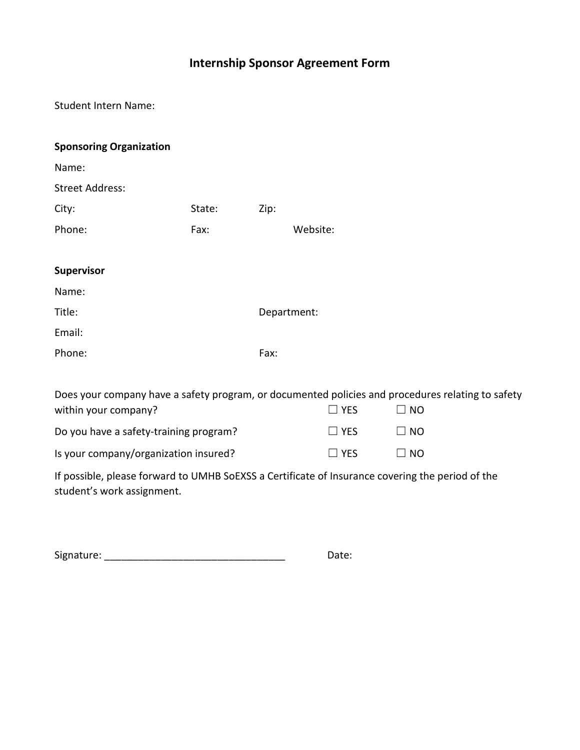# Internship Sponsor Agreement Form

Student Intern Name:

**Sponsoring Organization**

Name:

Street Address:

City: State: Zip:

Phone: Fax: Website:

**Supervisor**

Name:

Title: Department:

Email:

Phone: Fax:

Does your company have a safety program, or documented policies and procedures relating to safety within your company? ☐ YES ☐ NO

Do you have a safety-training program? ☐ YES ☐ NO

Is your company/organization insured? ☐ YES ☐ NO

If possible, please forward to UMHB SoEXSS a Certificate of Insurance covering the period of the student's work assignment.

Signature: ________________________________ Date: